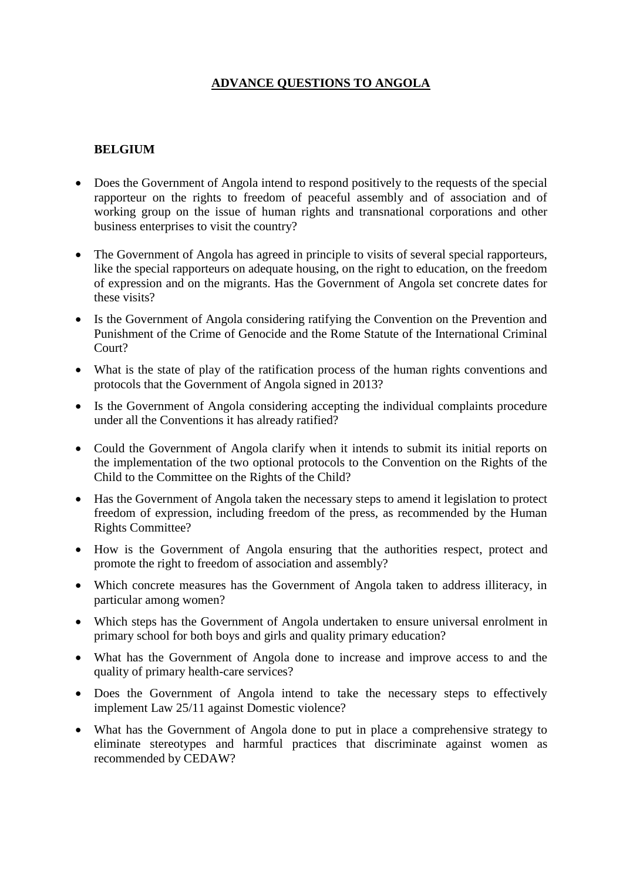# ADVANCE QUESTIONS TO ANGOLA

## BELGIUM

- Does the Government of Angola intend to respond positively to the requests of the special rapporteur on the rights to freedom of peaceful assembly and of association and of working group on the issue of human rights and transnational corporations and other business enterprises to visit the country?
- The Government of Angola has agreed in principle to visits of several special rapporteurs, like the special rapporteurs on adequate housing, on the right to education, on the freedom of expression and on the migrants. Has the Government of Angola set concrete dates for these visits?
- Is the Government of Angola considering ratifying the Convention on the Prevention and Punishment of the Crime of Genocide and the Rome Statute of the International Criminal Court?
- What is the state of play of the ratification process of the human rights conventions and protocols that the Government of Angola signed in 2013?
- Is the Government of Angola considering accepting the individual complaints procedure under all the Conventions it has already ratified?
- Could the Government of Angola clarify when it intends to submit its initial reports on the implementation of the two optional protocols to the Convention on the Rights of the Child to the Committee on the Rights of the Child?
- Has the Government of Angola taken the necessary steps to amend it legislation to protect freedom of expression, including freedom of the press, as recommended by the Human Rights Committee?
- How is the Government of Angola ensuring that the authorities respect, protect and promote the right to freedom of association and assembly?
- Which concrete measures has the Government of Angola taken to address illiteracy, in particular among women?
- Which steps has the Government of Angola undertaken to ensure universal enrolment in primary school for both boys and girls and quality primary education?
- What has the Government of Angola done to increase and improve access to and the quality of primary health-care services?
- Does the Government of Angola intend to take the necessary steps to effectively implement Law 25/11 against Domestic violence?
- What has the Government of Angola done to put in place a comprehensive strategy to eliminate stereotypes and harmful practices that discriminate against women as recommended by CEDAW?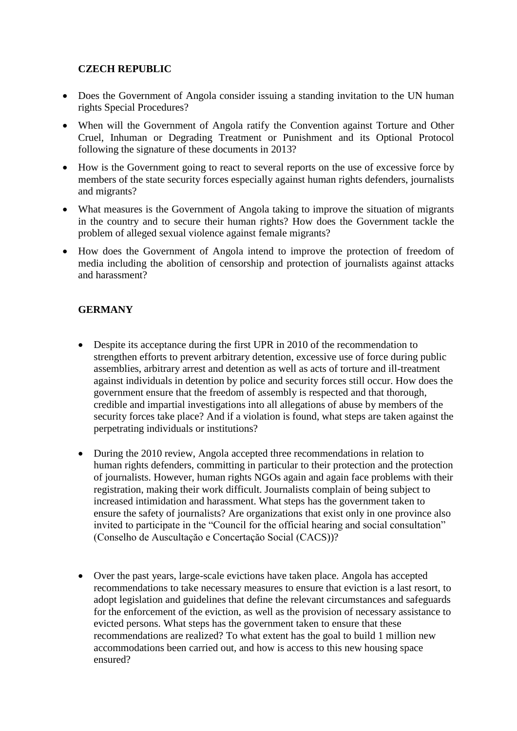## CZECH REPUBLIC

- Does the Government of Angola consider issuing a standing invitation to the UN human rights Special Procedures?
- When will the Government of Angola ratify the Convention against Torture and Other Cruel, Inhuman or Degrading Treatment or Punishment and its Optional Protocol following the signature of these documents in 2013?
- How is the Government going to react to several reports on the use of excessive force by members of the state security forces especially against human rights defenders, journalists and migrants?
- What measures is the Government of Angola taking to improve the situation of migrants in the country and to secure their human rights? How does the Government tackle the problem of alleged sexual violence against female migrants?
- How does the Government of Angola intend to improve the protection of freedom of media including the abolition of censorship and protection of journalists against attacks and harassment?

## GERMANY

- Despite its acceptance during the first UPR in 2010 of the recommendation to strengthen efforts to prevent arbitrary detention, excessive use of force during public assemblies, arbitrary arrest and detention as well as acts of torture and ill-treatment against individuals in detention by police and security forces still occur. How does the government ensure that the freedom of assembly is respected and that thorough, credible and impartial investigations into all allegations of abuse by members of the security forces take place? And if a violation is found, what steps are taken against the perpetrating individuals or institutions?

- During the 2010 review, Angola accepted three recommendations in relation to human rights defenders, committing in particular to their protection and the protection of journalists. However, human rights NGOs again and again face problems with their registration, making their work difficult. Journalists complain of being subject to increased intimidation and harassment. What steps has the government taken to ensure the safety of journalists? Are organizations that exist only in one province also invited to participate in the "Council for the official hearing and social consultation" (Conselho de Auscultação e Concertação Social (CACS))?

- Over the past years, large-scale evictions have taken place. Angola has accepted recommendations to take necessary measures to ensure that eviction is a last resort, to adopt legislation and guidelines that define the relevant circumstances and safeguards for the enforcement of the eviction, as well as the provision of necessary assistance to evicted persons. What steps has the government taken to ensure that these recommendations are realized? To what extent has the goal to build 1 million new accommodations been carried out, and how is access to this new housing space ensured?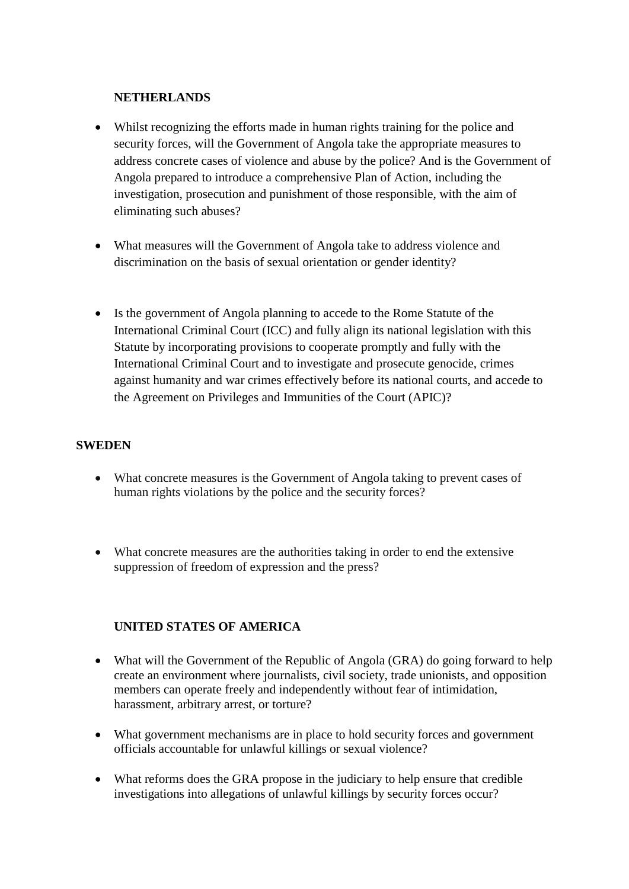**NETHERLANDS**

- Whilst recognizing the efforts made in human rights training for the police and security forces, will the Government of Angola take the appropriate measures to address concrete cases of violence and abuse by the police? And is the Government of Angola prepared to introduce a comprehensive Plan of Action, including the investigation, prosecution and punishment of those responsible, with the aim of eliminating such abuses?

- What measures will the Government of Angola take to address violence and discrimination on the basis of sexual orientation or gender identity?

- Is the government of Angola planning to accede to the Rome Statute of the International Criminal Court (ICC) and fully align its national legislation with this Statute by incorporating provisions to cooperate promptly and fully with the International Criminal Court and to investigate and prosecute genocide, crimes against humanity and war crimes effectively before its national courts, and accede to the Agreement on Privileges and Immunities of the Court (APIC)?

**SWEDEN**

- What concrete measures is the Government of Angola taking to prevent cases of human rights violations by the police and the security forces?

- What concrete measures are the authorities taking in order to end the extensive suppression of freedom of expression and the press?

**UNITED STATES OF AMERICA**

- What will the Government of the Republic of Angola (GRA) do going forward to help create an environment where journalists, civil society, trade unionists, and opposition members can operate freely and independently without fear of intimidation, harassment, arbitrary arrest, or torture?

- What government mechanisms are in place to hold security forces and government officials accountable for unlawful killings or sexual violence?

- What reforms does the GRA propose in the judiciary to help ensure that credible investigations into allegations of unlawful killings by security forces occur?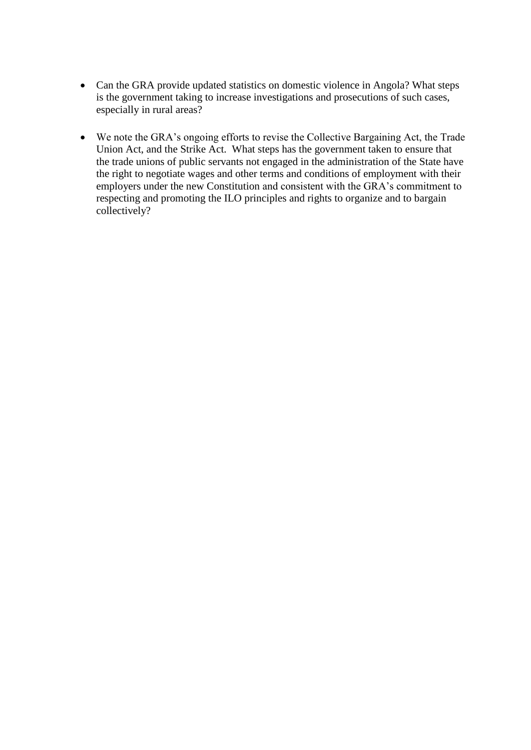- Can the GRA provide updated statistics on domestic violence in Angola? What steps is the government taking to increase investigations and prosecutions of such cases, especially in rural areas?

- We note the GRA's ongoing efforts to revise the Collective Bargaining Act, the Trade Union Act, and the Strike Act. What steps has the government taken to ensure that the trade unions of public servants not engaged in the administration of the State have the right to negotiate wages and other terms and conditions of employment with their employers under the new Constitution and consistent with the GRA's commitment to respecting and promoting the ILO principles and rights to organize and to bargain collectively?